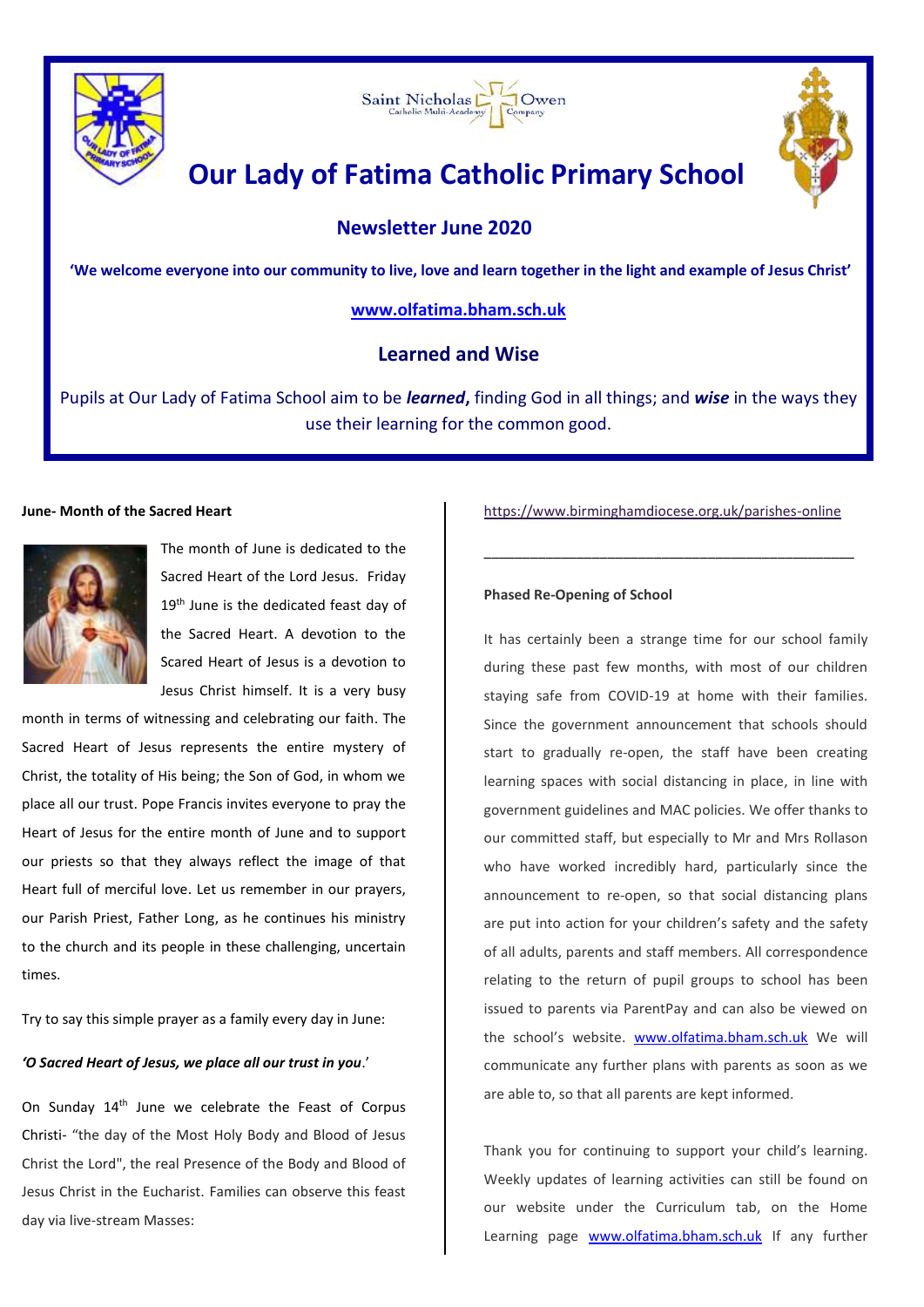Saint Nicholas Owen Catholic Multi-Academy Company

# Our Lady of Fatima Catholic Primary School

## Newsletter June 2020

**'We welcome everyone into our community to live, love and learn together in the light and example of Jesus Christ'**

**www.olfatima.bham.sch.uk**

## Learned and Wise

Pupils at Our Lady of Fatima School aim to be ***learned***, finding God in all things; and ***wise*** in the ways they use their learning for the common good.

**June- Month of the Sacred Heart**

The month of June is dedicated to the Sacred Heart of the Lord Jesus. Friday 19th June is the dedicated feast day of the Sacred Heart. A devotion to the Scared Heart of Jesus is a devotion to Jesus Christ himself. It is a very busy month in terms of witnessing and celebrating our faith. The Sacred Heart of Jesus represents the entire mystery of Christ, the totality of His being; the Son of God, in whom we place all our trust. Pope Francis invites everyone to pray the Heart of Jesus for the entire month of June and to support our priests so that they always reflect the image of that Heart full of merciful love. Let us remember in our prayers, our Parish Priest, Father Long, as he continues his ministry to the church and its people in these challenging, uncertain times.

Try to say this simple prayer as a family every day in June:

***'O Sacred Heart of Jesus, we place all our trust in you**.'*

On Sunday 14th June we celebrate the Feast of Corpus Christi- "the day of the Most Holy Body and Blood of Jesus Christ the Lord", the real Presence of the Body and Blood of Jesus Christ in the Eucharist. Families can observe this feast day via live-stream Masses:

https://www.birminghamdiocese.org.uk/parishes-online

---

**Phased Re-Opening of School**

It has certainly been a strange time for our school family during these past few months, with most of our children staying safe from COVID-19 at home with their families. Since the government announcement that schools should start to gradually re-open, the staff have been creating learning spaces with social distancing in place, in line with government guidelines and MAC policies. We offer thanks to our committed staff, but especially to Mr and Mrs Rollason who have worked incredibly hard, particularly since the announcement to re-open, so that social distancing plans are put into action for your children's safety and the safety of all adults, parents and staff members. All correspondence relating to the return of pupil groups to school has been issued to parents via ParentPay and can also be viewed on the school's website. www.olfatima.bham.sch.uk We will communicate any further plans with parents as soon as we are able to, so that all parents are kept informed.

Thank you for continuing to support your child's learning. Weekly updates of learning activities can still be found on our website under the Curriculum tab, on the Home Learning page www.olfatima.bham.sch.uk If any further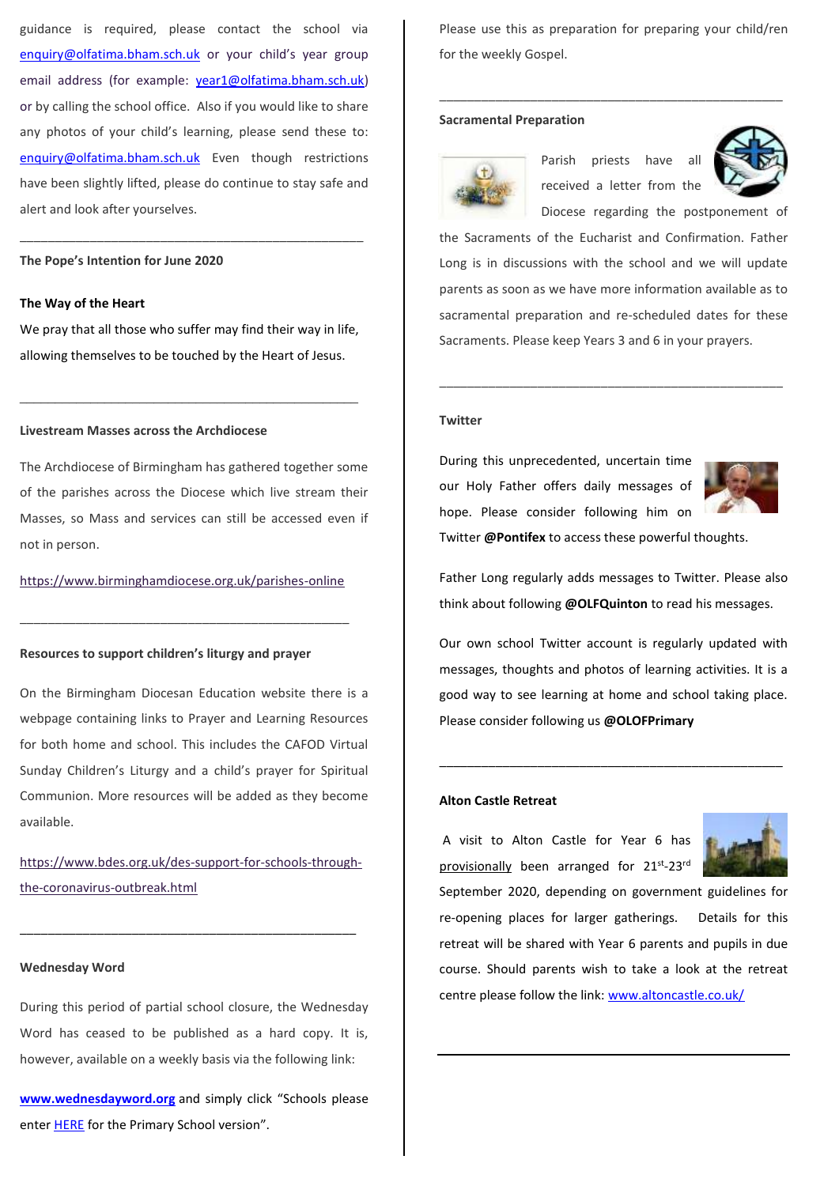guidance is required, please contact the school via enquiry@olfatima.bham.sch.uk or your child's year group email address (for example: year1@olfatima.bham.sch.uk) or by calling the school office. Also if you would like to share any photos of your child's learning, please send these to: enquiry@olfatima.bham.sch.uk Even though restrictions have been slightly lifted, please do continue to stay safe and alert and look after yourselves.

---

**The Pope's Intention for June 2020**

**The Way of the Heart**

We pray that all those who suffer may find their way in life, allowing themselves to be touched by the Heart of Jesus.

---

**Livestream Masses across the Archdiocese**

The Archdiocese of Birmingham has gathered together some of the parishes across the Diocese which live stream their Masses, so Mass and services can still be accessed even if not in person.

https://www.birminghamdiocese.org.uk/parishes-online

---

**Resources to support children's liturgy and prayer**

On the Birmingham Diocesan Education website there is a webpage containing links to Prayer and Learning Resources for both home and school. This includes the CAFOD Virtual Sunday Children's Liturgy and a child's prayer for Spiritual Communion. More resources will be added as they become available.

https://www.bdes.org.uk/des-support-for-schools-through-the-coronavirus-outbreak.html

---

**Wednesday Word**

During this period of partial school closure, the Wednesday Word has ceased to be published as a hard copy. It is, however, available on a weekly basis via the following link:

**www.wednesdayword.org** and simply click "Schools please enter HERE for the Primary School version".

Please use this as preparation for preparing your child/ren for the weekly Gospel.

---

**Sacramental Preparation**

Parish priests have all received a letter from the Diocese regarding the postponement of the Sacraments of the Eucharist and Confirmation. Father Long is in discussions with the school and we will update parents as soon as we have more information available as to sacramental preparation and re-scheduled dates for these Sacraments. Please keep Years 3 and 6 in your prayers.

---

**Twitter**

During this unprecedented, uncertain time our Holy Father offers daily messages of hope. Please consider following him on Twitter **@Pontifex** to access these powerful thoughts.

Father Long regularly adds messages to Twitter. Please also think about following **@OLFQuinton** to read his messages.

Our own school Twitter account is regularly updated with messages, thoughts and photos of learning activities. It is a good way to see learning at home and school taking place. Please consider following us **@OLOFPrimary**

---

**Alton Castle Retreat**

A visit to Alton Castle for Year 6 has provisionally been arranged for 21st-23rd September 2020, depending on government guidelines for re-opening places for larger gatherings. Details for this retreat will be shared with Year 6 parents and pupils in due course. Should parents wish to take a look at the retreat centre please follow the link: www.altoncastle.co.uk/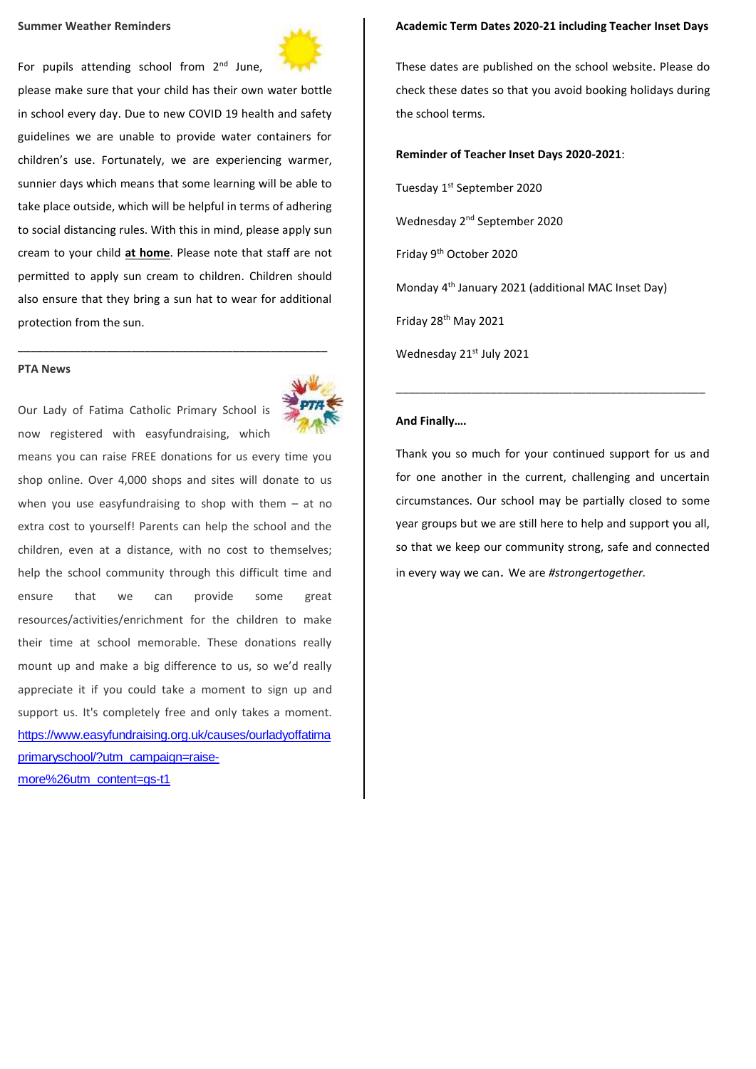## Summer Weather Reminders

For pupils attending school from 2nd June, please make sure that your child has their own water bottle in school every day. Due to new COVID 19 health and safety guidelines we are unable to provide water containers for children's use. Fortunately, we are experiencing warmer, sunnier days which means that some learning will be able to take place outside, which will be helpful in terms of adhering to social distancing rules. With this in mind, please apply sun cream to your child **at home**. Please note that staff are not permitted to apply sun cream to children. Children should also ensure that they bring a sun hat to wear for additional protection from the sun.

---

## PTA News

Our Lady of Fatima Catholic Primary School is now registered with easyfundraising, which means you can raise FREE donations for us every time you shop online. Over 4,000 shops and sites will donate to us when you use easyfundraising to shop with them – at no extra cost to yourself! Parents can help the school and the children, even at a distance, with no cost to themselves; help the school community through this difficult time and ensure that we can provide some great resources/activities/enrichment for the children to make their time at school memorable. These donations really mount up and make a big difference to us, so we'd really appreciate it if you could take a moment to sign up and support us. It's completely free and only takes a moment.
https://www.easyfundraising.org.uk/causes/ourladyoffatimaprimaryschool/?utm_campaign=raise-more%26utm_content=gs-t1

## Academic Term Dates 2020-21 including Teacher Inset Days

These dates are published on the school website. Please do check these dates so that you avoid booking holidays during the school terms.

**Reminder of Teacher Inset Days 2020-2021**:

Tuesday 1st September 2020

Wednesday 2nd September 2020

Friday 9th October 2020

Monday 4th January 2021 (additional MAC Inset Day)

Friday 28th May 2021

Wednesday 21st July 2021

---

## And Finally….

Thank you so much for your continued support for us and for one another in the current, challenging and uncertain circumstances. Our school may be partially closed to some year groups but we are still here to help and support you all, so that we keep our community strong, safe and connected in every way we can. We are *#strongertogether.*